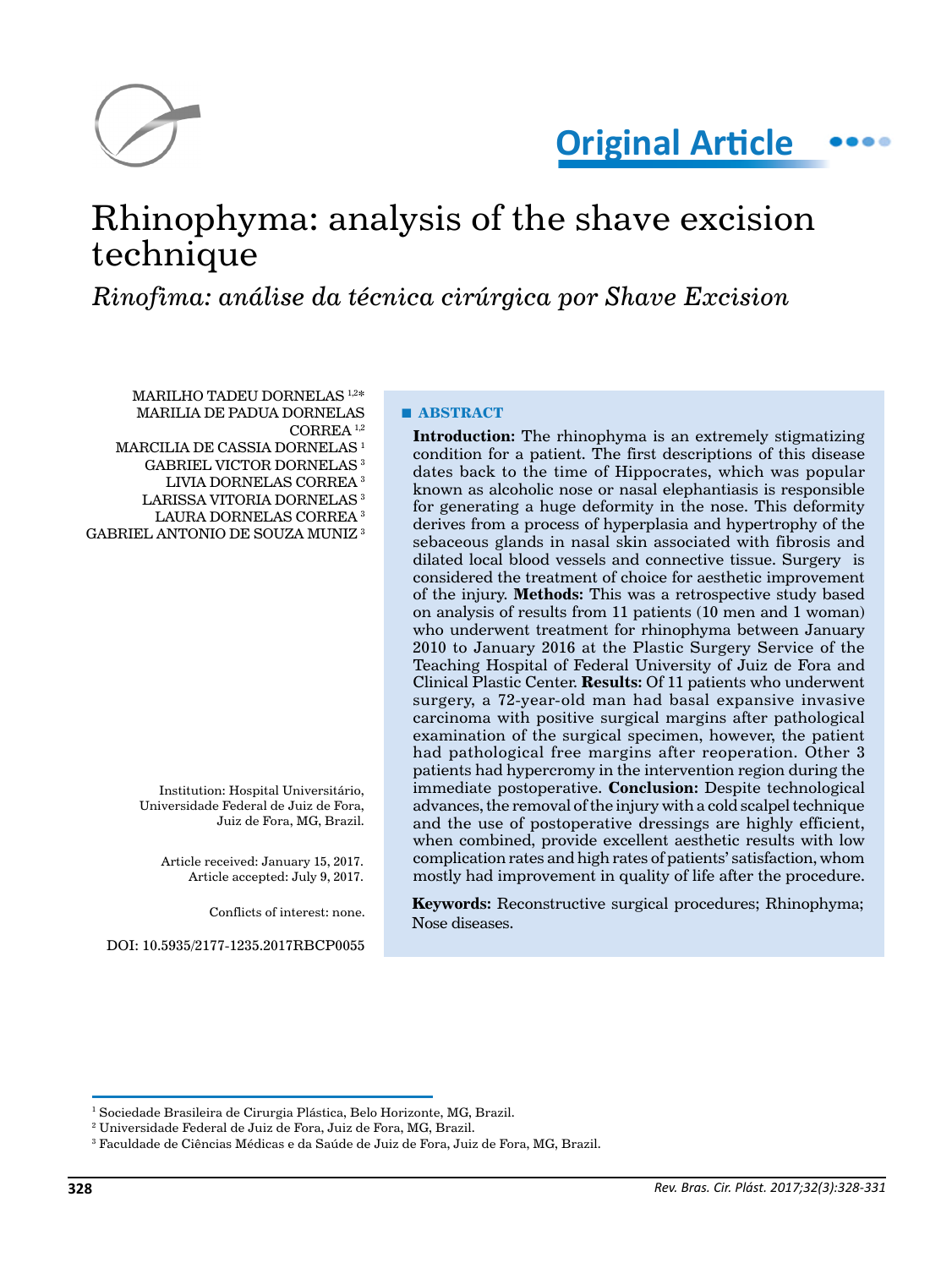Original Article

# Rhinophyma: analysis of the shave excision technique

*Rinofima: análise da técnica cirúrgica por Shave Excision*

MARILHO TADEU DORNELAS [1,2*]
MARILIA DE PADUA DORNELAS CORREA [1,2]
MARCILIA DE CASSIA DORNELAS [1]
GABRIEL VICTOR DORNELAS [3]
LIVIA DORNELAS CORREA [3]
LARISSA VITORIA DORNELAS [3]
LAURA DORNELAS CORREA [3]
GABRIEL ANTONIO DE SOUZA MUNIZ [3]

Institution: Hospital Universitário, Universidade Federal de Juiz de Fora, Juiz de Fora, MG, Brazil.

Article received: January 15, 2017.
Article accepted: July 9, 2017.

Conflicts of interest: none.

DOI: 10.5935/2177-1235.2017RBCP0055

## ABSTRACT

**Introduction:** The rhinophyma is an extremely stigmatizing condition for a patient. The first descriptions of this disease dates back to the time of Hippocrates, which was popular known as alcoholic nose or nasal elephantiasis is responsible for generating a huge deformity in the nose. This deformity derives from a process of hyperplasia and hypertrophy of the sebaceous glands in nasal skin associated with fibrosis and dilated local blood vessels and connective tissue. Surgery is considered the treatment of choice for aesthetic improvement of the injury. **Methods:** This was a retrospective study based on analysis of results from 11 patients (10 men and 1 woman) who underwent treatment for rhinophyma between January 2010 to January 2016 at the Plastic Surgery Service of the Teaching Hospital of Federal University of Juiz de Fora and Clinical Plastic Center. **Results:** Of 11 patients who underwent surgery, a 72-year-old man had basal expansive invasive carcinoma with positive surgical margins after pathological examination of the surgical specimen, however, the patient had pathological free margins after reoperation. Other 3 patients had hypercromy in the intervention region during the immediate postoperative. **Conclusion:** Despite technological advances, the removal of the injury with a cold scalpel technique and the use of postoperative dressings are highly efficient, when combined, provide excellent aesthetic results with low complication rates and high rates of patients' satisfaction, whom mostly had improvement in quality of life after the procedure.

**Keywords:** Reconstructive surgical procedures; Rhinophyma; Nose diseases.

[1] Sociedade Brasileira de Cirurgia Plástica, Belo Horizonte, MG, Brazil.
[2] Universidade Federal de Juiz de Fora, Juiz de Fora, MG, Brazil.
[3] Faculdade de Ciências Médicas e da Saúde de Juiz de Fora, Juiz de Fora, MG, Brazil.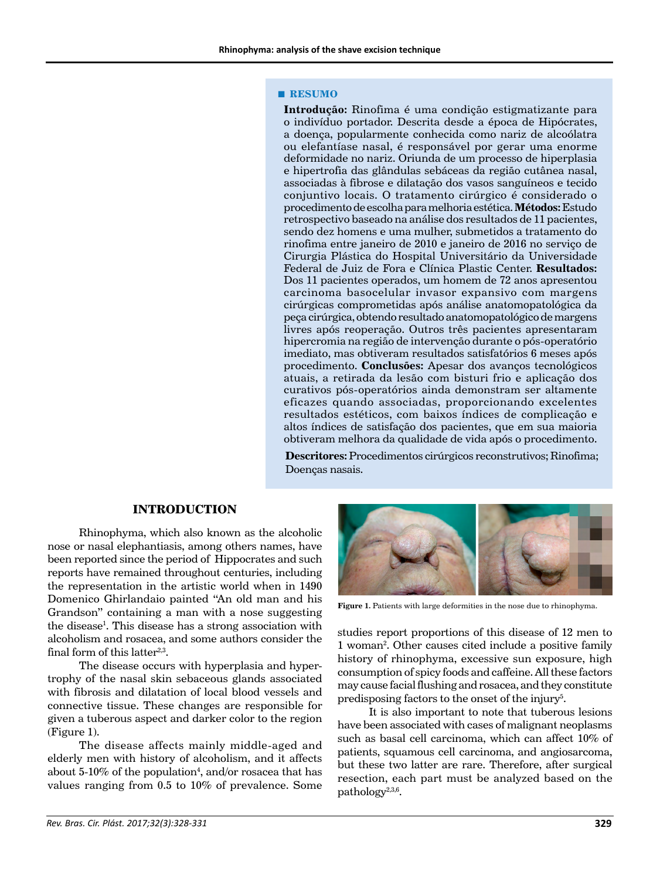## ■ RESUMO

**Introdução:** Rinofima é uma condição estigmatizante para o indivíduo portador. Descrita desde a época de Hipócrates, a doença, popularmente conhecida como nariz de alcoólatra ou elefantíase nasal, é responsável por gerar uma enorme deformidade no nariz. Oriunda de um processo de hiperplasia e hipertrofia das glândulas sebáceas da região cutânea nasal, associadas à fibrose e dilatação dos vasos sanguíneos e tecido conjuntivo locais. O tratamento cirúrgico é considerado o procedimento de escolha para melhoria estética. **Métodos:** Estudo retrospectivo baseado na análise dos resultados de 11 pacientes, sendo dez homens e uma mulher, submetidos a tratamento do rinofima entre janeiro de 2010 e janeiro de 2016 no serviço de Cirurgia Plástica do Hospital Universitário da Universidade Federal de Juiz de Fora e Clínica Plastic Center. **Resultados:** Dos 11 pacientes operados, um homem de 72 anos apresentou carcinoma basocelular invasor expansivo com margens cirúrgicas comprometidas após análise anatomopatológica da peça cirúrgica, obtendo resultado anatomopatológico de margens livres após reoperação. Outros três pacientes apresentaram hipercromia na região de intervenção durante o pós-operatório imediato, mas obtiveram resultados satisfatórios 6 meses após procedimento. **Conclusões:** Apesar dos avanços tecnológicos atuais, a retirada da lesão com bisturi frio e aplicação dos curativos pós-operatórios ainda demonstram ser altamente eficazes quando associadas, proporcionando excelentes resultados estéticos, com baixos índices de complicação e altos índices de satisfação dos pacientes, que em sua maioria obtiveram melhora da qualidade de vida após o procedimento.

**Descritores:** Procedimentos cirúrgicos reconstrutivos; Rinofima; Doenças nasais.

## INTRODUCTION

Rhinophyma, which also known as the alcoholic nose or nasal elephantiasis, among others names, have been reported since the period of Hippocrates and such reports have remained throughout centuries, including the representation in the artistic world when in 1490 Domenico Ghirlandaio painted "An old man and his Grandson" containing a man with a nose suggesting the disease[1]. This disease has a strong association with alcoholism and rosacea, and some authors consider the final form of this latter[2,3].

The disease occurs with hyperplasia and hypertrophy of the nasal skin sebaceous glands associated with fibrosis and dilatation of local blood vessels and connective tissue. These changes are responsible for given a tuberous aspect and darker color to the region (Figure 1).

The disease affects mainly middle-aged and elderly men with history of alcoholism, and it affects about 5-10% of the population[4], and/or rosacea that has values ranging from 0.5 to 10% of prevalence. Some studies report proportions of this disease of 12 men to 1 woman[2]. Other causes cited include a positive family history of rhinophyma, excessive sun exposure, high consumption of spicy foods and caffeine. All these factors may cause facial flushing and rosacea, and they constitute predisposing factors to the onset of the injury[5].

**Figure 1.** Patients with large deformities in the nose due to rhinophyma.

It is also important to note that tuberous lesions have been associated with cases of malignant neoplasms such as basal cell carcinoma, which can affect 10% of patients, squamous cell carcinoma, and angiosarcoma, but these two latter are rare. Therefore, after surgical resection, each part must be analyzed based on the pathology[2,3,6].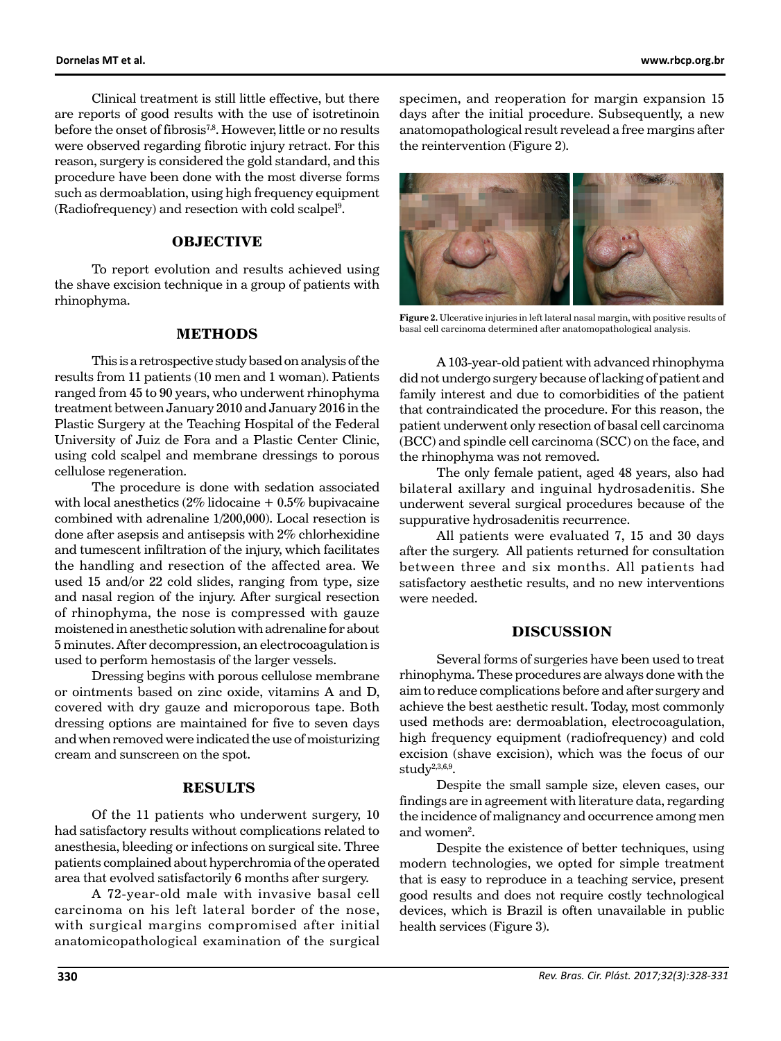Clinical treatment is still little effective, but there are reports of good results with the use of isotretinoin before the onset of fibrosis[7,8]. However, little or no results were observed regarding fibrotic injury retract. For this reason, surgery is considered the gold standard, and this procedure have been done with the most diverse forms such as dermoablation, using high frequency equipment (Radiofrequency) and resection with cold scalpel[9].

## OBJECTIVE

To report evolution and results achieved using the shave excision technique in a group of patients with rhinophyma.

## METHODS

This is a retrospective study based on analysis of the results from 11 patients (10 men and 1 woman). Patients ranged from 45 to 90 years, who underwent rhinophyma treatment between January 2010 and January 2016 in the Plastic Surgery at the Teaching Hospital of the Federal University of Juiz de Fora and a Plastic Center Clinic, using cold scalpel and membrane dressings to porous cellulose regeneration.

The procedure is done with sedation associated with local anesthetics (2% lidocaine + 0.5% bupivacaine combined with adrenaline 1/200,000). Local resection is done after asepsis and antisepsis with 2% chlorhexidine and tumescent infiltration of the injury, which facilitates the handling and resection of the affected area. We used 15 and/or 22 cold slides, ranging from type, size and nasal region of the injury. After surgical resection of rhinophyma, the nose is compressed with gauze moistened in anesthetic solution with adrenaline for about 5 minutes. After decompression, an electrocoagulation is used to perform hemostasis of the larger vessels.

Dressing begins with porous cellulose membrane or ointments based on zinc oxide, vitamins A and D, covered with dry gauze and microporous tape. Both dressing options are maintained for five to seven days and when removed were indicated the use of moisturizing cream and sunscreen on the spot.

## RESULTS

Of the 11 patients who underwent surgery, 10 had satisfactory results without complications related to anesthesia, bleeding or infections on surgical site. Three patients complained about hyperchromia of the operated area that evolved satisfactorily 6 months after surgery.

A 72-year-old male with invasive basal cell carcinoma on his left lateral border of the nose, with surgical margins compromised after initial anatomicopathological examination of the surgical specimen, and reoperation for margin expansion 15 days after the initial procedure. Subsequently, a new anatomopathological result revelead a free margins after the reintervention (Figure 2).

**Figure 2.** Ulcerative injuries in left lateral nasal margin, with positive results of basal cell carcinoma determined after anatomopathological analysis.

A 103-year-old patient with advanced rhinophyma did not undergo surgery because of lacking of patient and family interest and due to comorbidities of the patient that contraindicated the procedure. For this reason, the patient underwent only resection of basal cell carcinoma (BCC) and spindle cell carcinoma (SCC) on the face, and the rhinophyma was not removed.

The only female patient, aged 48 years, also had bilateral axillary and inguinal hydrosadenitis. She underwent several surgical procedures because of the suppurative hydrosadenitis recurrence.

All patients were evaluated 7, 15 and 30 days after the surgery. All patients returned for consultation between three and six months. All patients had satisfactory aesthetic results, and no new interventions were needed.

## DISCUSSION

Several forms of surgeries have been used to treat rhinophyma. These procedures are always done with the aim to reduce complications before and after surgery and achieve the best aesthetic result. Today, most commonly used methods are: dermoablation, electrocoagulation, high frequency equipment (radiofrequency) and cold excision (shave excision), which was the focus of our study[2,3,6,9].

Despite the small sample size, eleven cases, our findings are in agreement with literature data, regarding the incidence of malignancy and occurrence among men and women[2].

Despite the existence of better techniques, using modern technologies, we opted for simple treatment that is easy to reproduce in a teaching service, present good results and does not require costly technological devices, which is Brazil is often unavailable in public health services (Figure 3).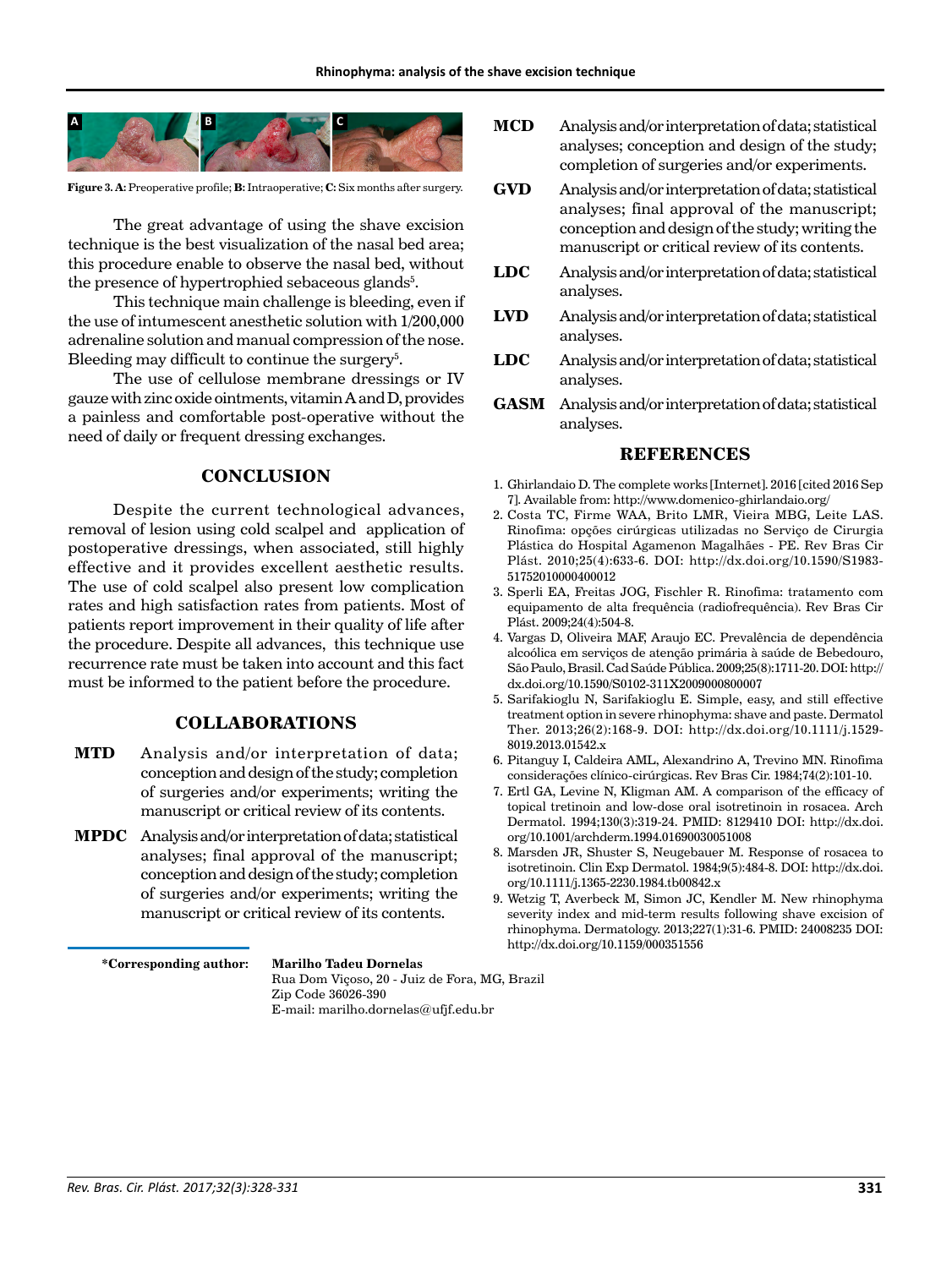**Figure 3. A**: Preoperative profile; **B**: Intraoperative; **C**: Six months after surgery.

The great advantage of using the shave excision technique is the best visualization of the nasal bed area; this procedure enable to observe the nasal bed, without the presence of hypertrophied sebaceous glands[5].

This technique main challenge is bleeding, even if the use of intumescent anesthetic solution with 1/200,000 adrenaline solution and manual compression of the nose. Bleeding may difficult to continue the surgery[5].

The use of cellulose membrane dressings or IV gauze with zinc oxide ointments, vitamin A and D, provides a painless and comfortable post-operative without the need of daily or frequent dressing exchanges.

## CONCLUSION

Despite the current technological advances, removal of lesion using cold scalpel and application of postoperative dressings, when associated, still highly effective and it provides excellent aesthetic results. The use of cold scalpel also present low complication rates and high satisfaction rates from patients. Most of patients report improvement in their quality of life after the procedure. Despite all advances, this technique use recurrence rate must be taken into account and this fact must be informed to the patient before the procedure.

## COLLABORATIONS

**MTD** Analysis and/or interpretation of data; conception and design of the study; completion of surgeries and/or experiments; writing the manuscript or critical review of its contents.

**MPDC** Analysis and/or interpretation of data; statistical analyses; final approval of the manuscript; conception and design of the study; completion of surgeries and/or experiments; writing the manuscript or critical review of its contents.

**MCD** Analysis and/or interpretation of data; statistical analyses; conception and design of the study; completion of surgeries and/or experiments.

**GVD** Analysis and/or interpretation of data; statistical analyses; final approval of the manuscript; conception and design of the study; writing the manuscript or critical review of its contents.

**LDC** Analysis and/or interpretation of data; statistical analyses.

**LVD** Analysis and/or interpretation of data; statistical analyses.

**LDC** Analysis and/or interpretation of data; statistical analyses.

**GASM** Analysis and/or interpretation of data; statistical analyses.

## REFERENCES

1. Ghirlandaio D. The complete works [Internet]. 2016 [cited 2016 Sep 7]. Available from: http://www.domenico-ghirlandaio.org/
2. Costa TC, Firme WAA, Brito LMR, Vieira MBG, Leite LAS. Rinofima: opções cirúrgicas utilizadas no Serviço de Cirurgia Plástica do Hospital Agamenon Magalhães - PE. Rev Bras Cir Plást. 2010;25(4):633-6. DOI: http://dx.doi.org/10.1590/S1983-51752010000400012
3. Sperli EA, Freitas JOG, Fischler R. Rinofima: tratamento com equipamento de alta frequência (radiofrequência). Rev Bras Cir Plást. 2009;24(4):504-8.
4. Vargas D, Oliveira MAF, Araujo EC. Prevalência de dependência alcoólica em serviços de atenção primária à saúde de Bebedouro, São Paulo, Brasil. Cad Saúde Pública. 2009;25(8):1711-20. DOI: http://dx.doi.org/10.1590/S0102-311X2009000800007
5. Sarifakioglu N, Sarifakioglu E. Simple, easy, and still effective treatment option in severe rhinophyma: shave and paste. Dermatol Ther. 2013;26(2):168-9. DOI: http://dx.doi.org/10.1111/j.1529-8019.2013.01542.x
6. Pitanguy I, Caldeira AML, Alexandrino A, Trevino MN. Rinofima considerações clínico-cirúrgicas. Rev Bras Cir. 1984;74(2):101-10.
7. Ertl GA, Levine N, Kligman AM. A comparison of the efficacy of topical tretinoin and low-dose oral isotretinoin in rosacea. Arch Dermatol. 1994;130(3):319-24. PMID: 8129410 DOI: http://dx.doi.org/10.1001/archderm.1994.01690030051008
8. Marsden JR, Shuster S, Neugebauer M. Response of rosacea to isotretinoin. Clin Exp Dermatol. 1984;9(5):484-8. DOI: http://dx.doi.org/10.1111/j.1365-2230.1984.tb00842.x
9. Wetzig T, Averbeck M, Simon JC, Kendler M. New rhinophyma severity index and mid-term results following shave excision of rhinophyma. Dermatology. 2013;227(1):31-6. PMID: 24008235 DOI: http://dx.doi.org/10.1159/000351556

**\*Corresponding author:** **Marilho Tadeu Dornelas**
Rua Dom Viçoso, 20 - Juiz de Fora, MG, Brazil
Zip Code 36026-390
E-mail: marilho.dornelas@ufjf.edu.br